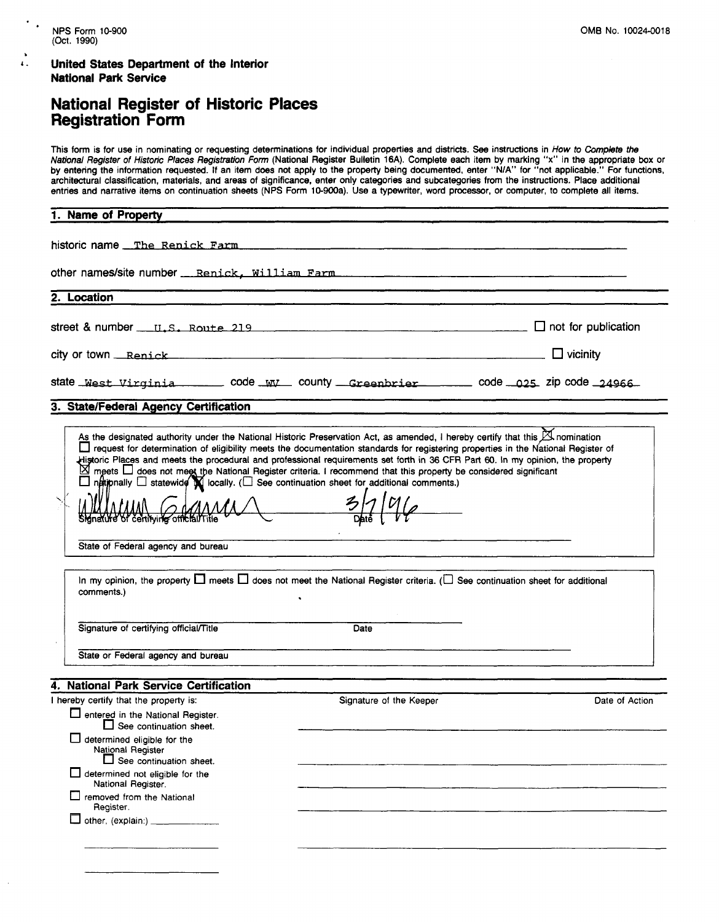NPS Form 10-900
(Oct. 1990)

OMB No. 10024-0018

**United States Department of the Interior**
**National Park Service**

# National Register of Historic Places Registration Form

This form is for use in nominating or requesting determinations for individual properties and districts. See instructions in *How to Complete the National Register of Historic Places Registration Form* (National Register Bulletin 16A). Complete each item by marking "x" in the appropriate box or by entering the information requested. If an item does not apply to the property being documented, enter "N/A" for "not applicable." For functions, architectural classification, materials, and areas of significance, enter only categories and subcategories from the instructions. Place additional entries and narrative items on continuation sheets (NPS Form 10-900a). Use a typewriter, word processor, or computer, to complete all items.

## 1. Name of Property

historic name The Renick Farm

other names/site number Renick, William Farm

## 2. Location

street & number U.S. Route 219 ☐ not for publication

city or town Renick ☐ vicinity

state West Virginia code WV county Greenbrier code 025 zip code 24966

## 3. State/Federal Agency Certification

As the designated authority under the National Historic Preservation Act, as amended, I hereby certify that this ☒ nomination ☐ request for determination of eligibility meets the documentation standards for registering properties in the National Register of Historic Places and meets the procedural and professional requirements set forth in 36 CFR Part 60. In my opinion, the property ☒ meets ☐ does not meet the National Register criteria. I recommend that this property be considered significant ☐ nationally ☐ statewide ☒ locally. (☐ See continuation sheet for additional comments.)

William Gannon 3/7/96
Signature of certifying official/Title Date

State of Federal agency and bureau

In my opinion, the property ☐ meets ☐ does not meet the National Register criteria. (☐ See continuation sheet for additional comments.)

Signature of certifying official/Title Date

State or Federal agency and bureau

## 4. National Park Service Certification

I hereby certify that the property is: Signature of the Keeper Date of Action

☐ entered in the National Register.
☐ See continuation sheet.

☐ determined eligible for the National Register
☐ See continuation sheet.

☐ determined not eligible for the National Register.

☐ removed from the National Register.

☐ other, (explain:)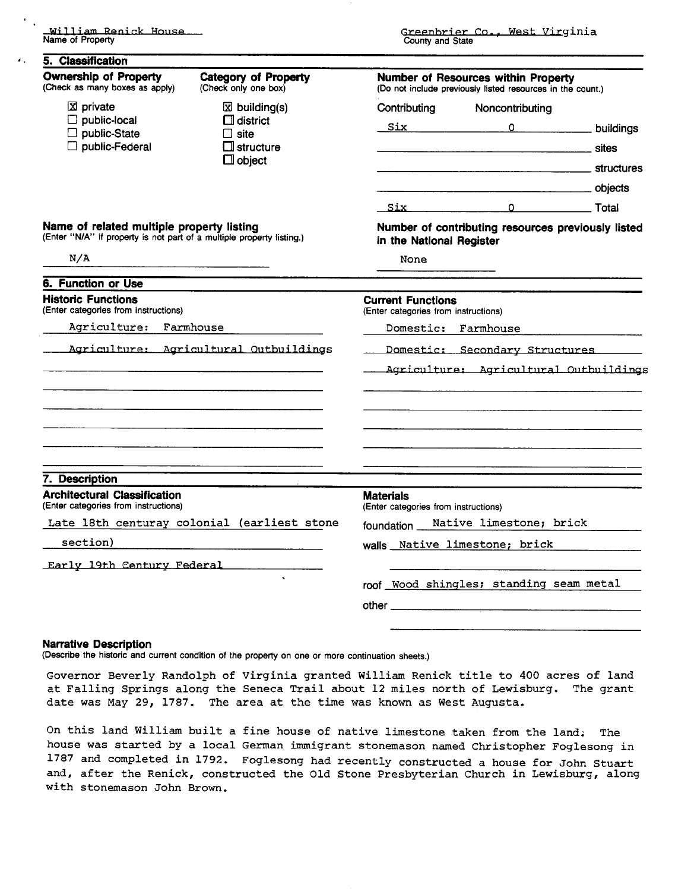William Renick House
Name of Property

Greenbrier Co., West Virginia
County and State

## 5. Classification

**Ownership of Property**
(Check as many boxes as apply)

- ☒ private
- ☐ public-local
- ☐ public-State
- ☐ public-Federal

**Category of Property**
(Check only one box)

- ☒ building(s)
- ☐ district
- ☐ site
- ☐ structure
- ☐ object

**Number of Resources within Property**
(Do not include previously listed resources in the count.)

| Contributing | Noncontributing | |
|---|---|---|
| Six | 0 | buildings |
| | | sites |
| | | structures |
| | | objects |
| Six | 0 | Total |

**Name of related multiple property listing**
(Enter "N/A" if property is not part of a multiple property listing.)

N/A

**Number of contributing resources previously listed in the National Register**

None

## 6. Function or Use

**Historic Functions**
(Enter categories from instructions)

Agriculture: Farmhouse

Agriculture: Agricultural Outbuildings

**Current Functions**
(Enter categories from instructions)

Domestic: Farmhouse

Domestic: Secondary Structures

Agriculture: Agricultural Outbuildings

## 7. Description

**Architectural Classification**
(Enter categories from instructions)

Late 18th centuray colonial (earliest stone section)

Early 19th Century Federal

**Materials**
(Enter categories from instructions)

foundation Native limestone; brick

walls Native limestone; brick

roof Wood shingles; standing seam metal

other

**Narrative Description**
(Describe the historic and current condition of the property on one or more continuation sheets.)

Governor Beverly Randolph of Virginia granted William Renick title to 400 acres of land at Falling Springs along the Seneca Trail about 12 miles north of Lewisburg. The grant date was May 29, 1787. The area at the time was known as West Augusta.

On this land William built a fine house of native limestone taken from the land. The house was started by a local German immigrant stonemason named Christopher Foglesong in 1787 and completed in 1792. Foglesong had recently constructed a house for John Stuart and, after the Renick, constructed the Old Stone Presbyterian Church in Lewisburg, along with stonemason John Brown.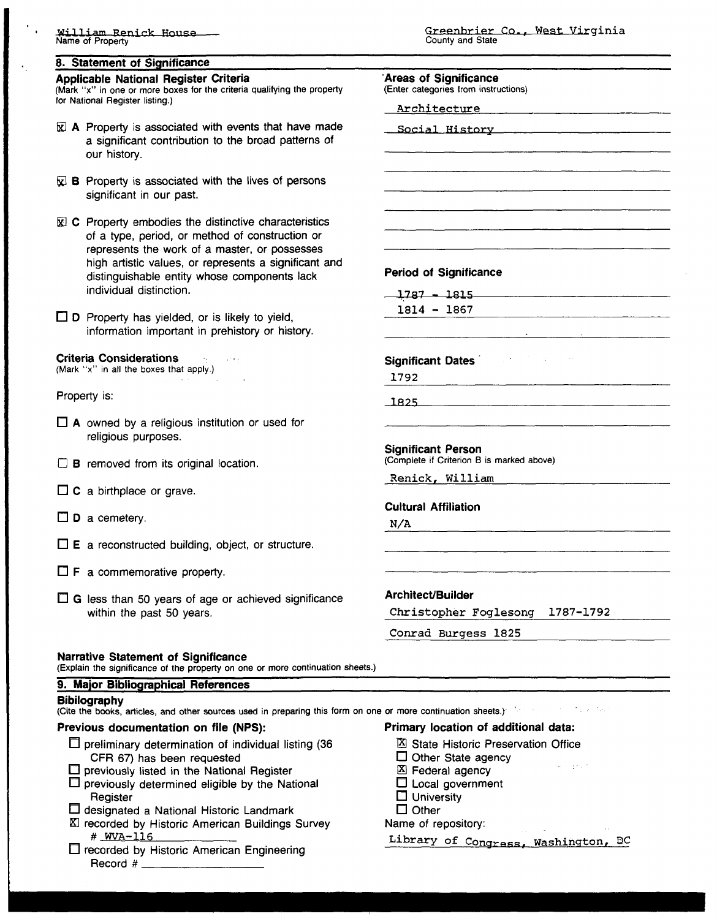William Renick House
Name of Property

Greenbrier Co., West Virginia
County and State

## 8. Statement of Significance

**Applicable National Register Criteria**
(Mark "x" in one or more boxes for the criteria qualifying the property for National Register listing.)

☒ **A** Property is associated with events that have made a significant contribution to the broad patterns of our history.

☒ **B** Property is associated with the lives of persons significant in our past.

☒ **C** Property embodies the distinctive characteristics of a type, period, or method of construction or represents the work of a master, or possesses high artistic values, or represents a significant and distinguishable entity whose components lack individual distinction.

☐ **D** Property has yielded, or is likely to yield, information important in prehistory or history.

**Criteria Considerations**
(Mark "x" in all the boxes that apply.)

Property is:

☐ **A** owned by a religious institution or used for religious purposes.

☐ **B** removed from its original location.

☐ **C** a birthplace or grave.

☐ **D** a cemetery.

☐ **E** a reconstructed building, object, or structure.

☐ **F** a commemorative property.

☐ **G** less than 50 years of age or achieved significance within the past 50 years.

**Areas of Significance**
(Enter categories from instructions)

Architecture

Social History

**Period of Significance**

1787 - 1815

1814 - 1867

**Significant Dates**

1792

1825

**Significant Person**
(Complete if Criterion B is marked above)

Renick, William

**Cultural Affiliation**

N/A

**Architect/Builder**

Christopher Foglesong 1787-1792

Conrad Burgess 1825

**Narrative Statement of Significance**
(Explain the significance of the property on one or more continuation sheets.)

## 9. Major Bibliographical References

**Bibilography**
(Cite the books, articles, and other sources used in preparing this form on one or more continuation sheets.)

**Previous documentation on file (NPS):**

☐ preliminary determination of individual listing (36 CFR 67) has been requested
☐ previously listed in the National Register
☐ previously determined eligible by the National Register
☐ designated a National Historic Landmark
☒ recorded by Historic American Buildings Survey # WVA-116
☐ recorded by Historic American Engineering Record # ______

**Primary location of additional data:**

☒ State Historic Preservation Office
☐ Other State agency
☒ Federal agency
☐ Local government
☐ University
☐ Other

Name of repository:
Library of Congress, Washington, DC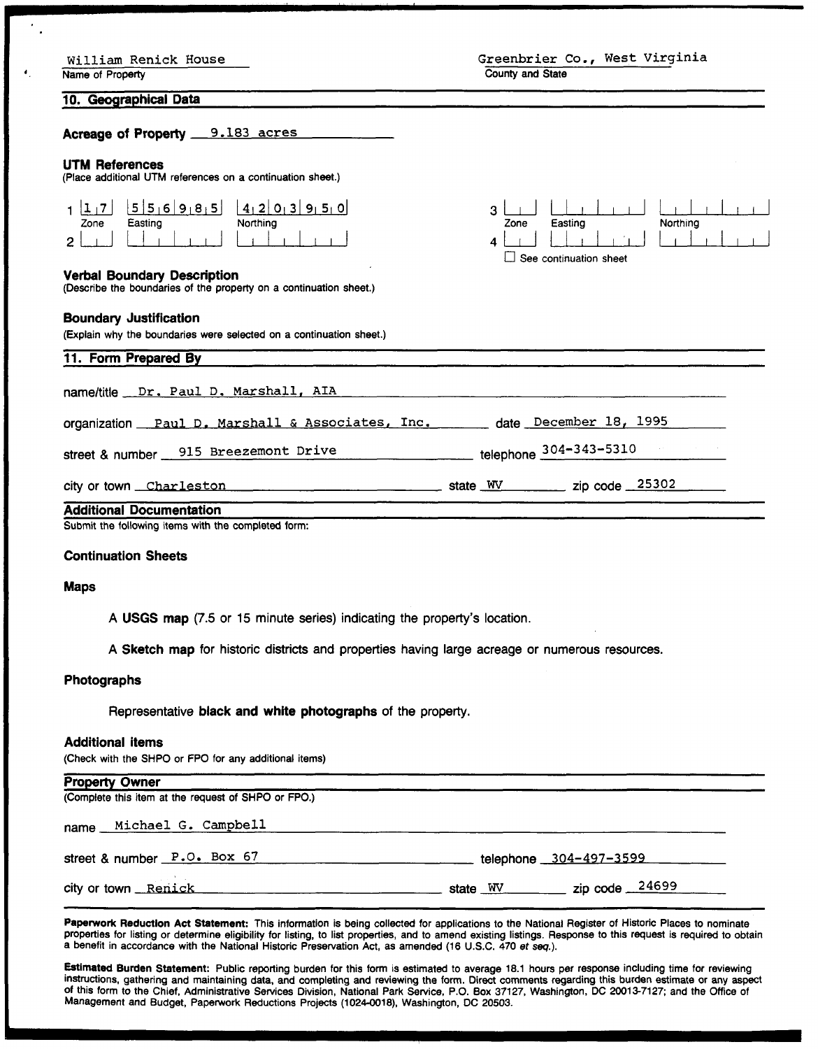William Renick House
Name of Property

Greenbrier Co., West Virginia
County and State

## 10. Geographical Data

**Acreage of Property** 9.183 acres

**UTM References**
(Place additional UTM references on a continuation sheet.)

| | Zone | Easting | Northing |
|---|---|---|---|
| 1 | 17 | 556985 | 4203950 |
| 2 | | | |
| 3 | | | |
| 4 | | | |

☐ See continuation sheet

**Verbal Boundary Description**
(Describe the boundaries of the property on a continuation sheet.)

**Boundary Justification**
(Explain why the boundaries were selected on a continuation sheet.)

## 11. Form Prepared By

name/title Dr. Paul D. Marshall, AIA

organization Paul D. Marshall & Associates, Inc. date December 18, 1995

street & number 915 Breezemont Drive telephone 304-343-5310

city or town Charleston state WV zip code 25302

## Additional Documentation

Submit the following items with the completed form:

**Continuation Sheets**

**Maps**

A **USGS map** (7.5 or 15 minute series) indicating the property's location.

A **Sketch map** for historic districts and properties having large acreage or numerous resources.

**Photographs**

Representative **black and white photographs** of the property.

**Additional items**
(Check with the SHPO or FPO for any additional items)

## Property Owner

(Complete this item at the request of SHPO or FPO.)

name Michael G. Campbell

street & number P.O. Box 67 telephone 304-497-3599

city or town Renick state WV zip code 24699

**Paperwork Reduction Act Statement:** This information is being collected for applications to the National Register of Historic Places to nominate properties for listing or determine eligibility for listing, to list properties, and to amend existing listings. Response to this request is required to obtain a benefit in accordance with the National Historic Preservation Act, as amended (16 U.S.C. 470 *et seq.*).

**Estimated Burden Statement:** Public reporting burden for this form is estimated to average 18.1 hours per response including time for reviewing instructions, gathering and maintaining data, and completing and reviewing the form. Direct comments regarding this burden estimate or any aspect of this form to the Chief, Administrative Services Division, National Park Service, P.O. Box 37127, Washington, DC 20013-7127; and the Office of Management and Budget, Paperwork Reductions Projects (1024-0018), Washington, DC 20503.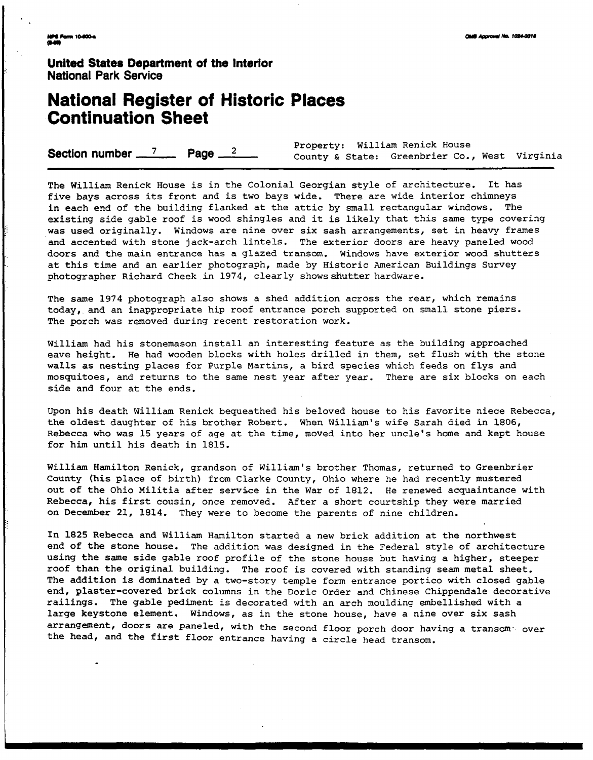**United States Department of the Interior**
**National Park Service**

# National Register of Historic Places Continuation Sheet

**Section number** 7 **Page** 2

Property: William Renick House
County & State: Greenbrier Co., West Virginia

The William Renick House is in the Colonial Georgian style of architecture. It has five bays across its front and is two bays wide. There are wide interior chimneys in each end of the building flanked at the attic by small rectangular windows. The existing side gable roof is wood shingles and it is likely that this same type covering was used originally. Windows are nine over six sash arrangements, set in heavy frames and accented with stone jack-arch lintels. The exterior doors are heavy paneled wood doors and the main entrance has a glazed transom. Windows have exterior wood shutters at this time and an earlier photograph, made by Historic American Buildings Survey photographer Richard Cheek in 1974, clearly shows shutter hardware.

The same 1974 photograph also shows a shed addition across the rear, which remains today, and an inappropriate hip roof entrance porch supported on small stone piers. The porch was removed during recent restoration work.

William had his stonemason install an interesting feature as the building approached eave height. He had wooden blocks with holes drilled in them, set flush with the stone walls as nesting places for Purple Martins, a bird species which feeds on flys and mosquitoes, and returns to the same nest year after year. There are six blocks on each side and four at the ends.

Upon his death William Renick bequeathed his beloved house to his favorite niece Rebecca, the oldest daughter of his brother Robert. When William's wife Sarah died in 1806, Rebecca who was 15 years of age at the time, moved into her uncle's home and kept house for him until his death in 1815.

William Hamilton Renick, grandson of William's brother Thomas, returned to Greenbrier County (his place of birth) from Clarke County, Ohio where he had recently mustered out of the Ohio Militia after service in the War of 1812. He renewed acquaintance with Rebecca, his first cousin, once removed. After a short courtship they were married on December 21, 1814. They were to become the parents of nine children.

In 1825 Rebecca and William Hamilton started a new brick addition at the northwest end of the stone house. The addition was designed in the Federal style of architecture using the same side gable roof profile of the stone house but having a higher, steeper roof than the original building. The roof is covered with standing seam metal sheet. The addition is dominated by a two-story temple form entrance portico with closed gable end, plaster-covered brick columns in the Doric Order and Chinese Chippendale decorative railings. The gable pediment is decorated with an arch moulding embellished with a large keystone element. Windows, as in the stone house, have a nine over six sash arrangement, doors are paneled, with the second floor porch door having a transom over the head, and the first floor entrance having a circle head transom.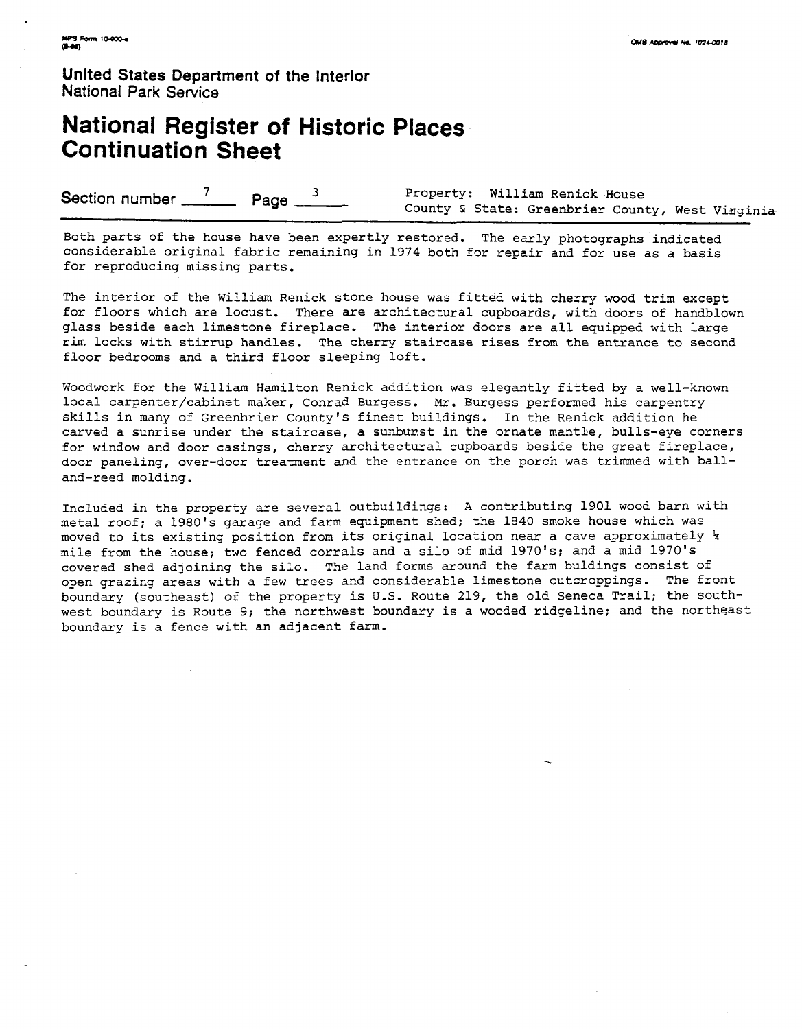**United States Department of the Interior**
National Park Service

# National Register of Historic Places Continuation Sheet

Section number 7 Page 3

Property: William Renick House
County & State: Greenbrier County, West Virginia

Both parts of the house have been expertly restored. The early photographs indicated considerable original fabric remaining in 1974 both for repair and for use as a basis for reproducing missing parts.

The interior of the William Renick stone house was fitted with cherry wood trim except for floors which are locust. There are architectural cupboards, with doors of handblown glass beside each limestone fireplace. The interior doors are all equipped with large rim locks with stirrup handles. The cherry staircase rises from the entrance to second floor bedrooms and a third floor sleeping loft.

Woodwork for the William Hamilton Renick addition was elegantly fitted by a well-known local carpenter/cabinet maker, Conrad Burgess. Mr. Burgess performed his carpentry skills in many of Greenbrier County's finest buildings. In the Renick addition he carved a sunrise under the staircase, a sunburst in the ornate mantle, bulls-eye corners for window and door casings, cherry architectural cupboards beside the great fireplace, door paneling, over-door treatment and the entrance on the porch was trimmed with ball-and-reed molding.

Included in the property are several outbuildings: A contributing 1901 wood barn with metal roof; a 1980's garage and farm equipment shed; the 1840 smoke house which was moved to its existing position from its original location near a cave approximately ¼ mile from the house; two fenced corrals and a silo of mid 1970's; and a mid 1970's covered shed adjoining the silo. The land forms around the farm buldings consist of open grazing areas with a few trees and considerable limestone outcroppings. The front boundary (southeast) of the property is U.S. Route 219, the old Seneca Trail; the south-west boundary is Route 9; the northwest boundary is a wooded ridgeline; and the northeast boundary is a fence with an adjacent farm.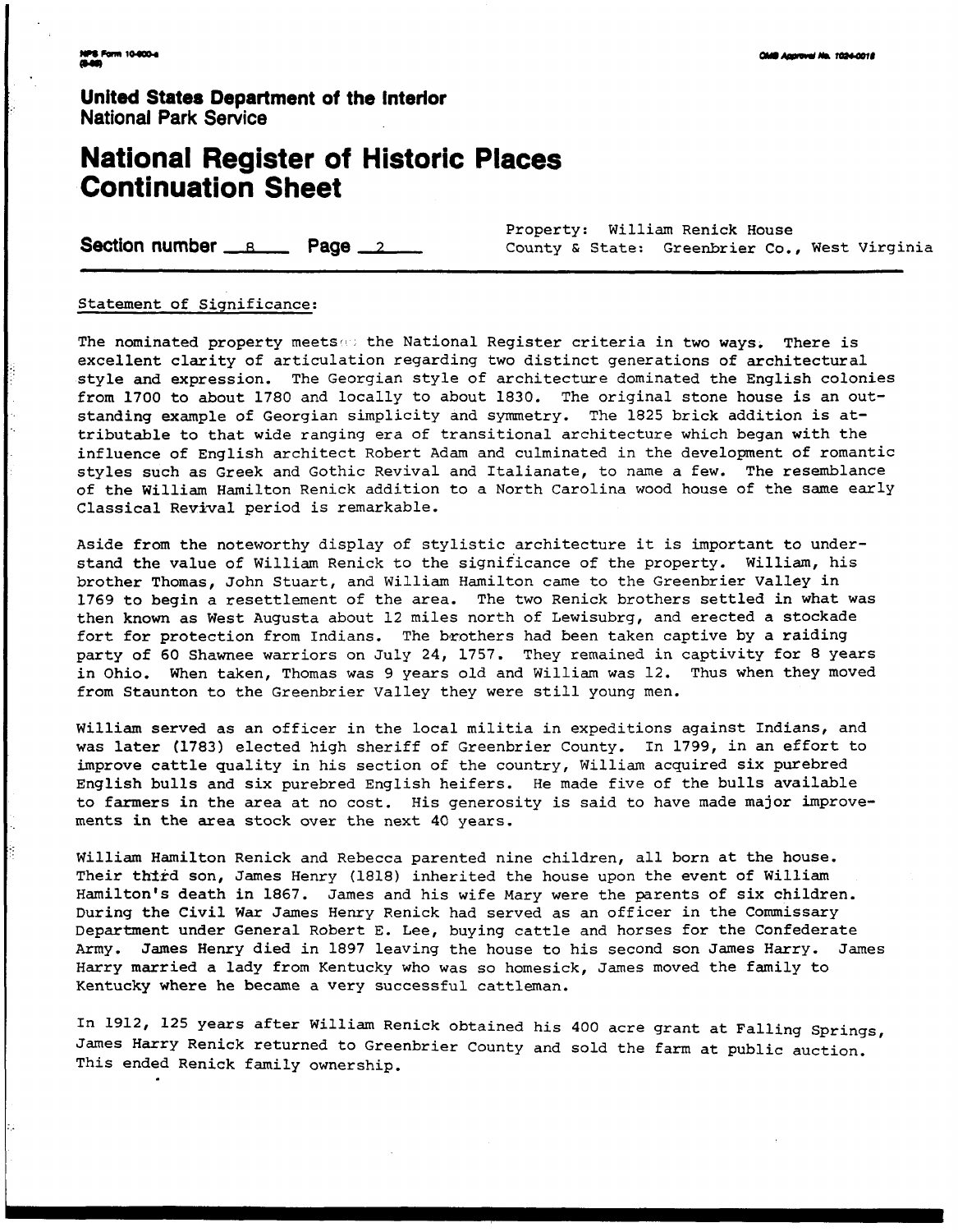**United States Department of the Interior**
National Park Service

# National Register of Historic Places Continuation Sheet

**Section number** 8 **Page** 2

Property: William Renick House
County & State: Greenbrier Co., West Virginia

Statement of Significance:

The nominated property meets the National Register criteria in two ways. There is excellent clarity of articulation regarding two distinct generations of architectural style and expression. The Georgian style of architecture dominated the English colonies from 1700 to about 1780 and locally to about 1830. The original stone house is an outstanding example of Georgian simplicity and symmetry. The 1825 brick addition is attributable to that wide ranging era of transitional architecture which began with the influence of English architect Robert Adam and culminated in the development of romantic styles such as Greek and Gothic Revival and Italianate, to name a few. The resemblance of the William Hamilton Renick addition to a North Carolina wood house of the same early Classical Revival period is remarkable.

Aside from the noteworthy display of stylistic architecture it is important to understand the value of William Renick to the significance of the property. William, his brother Thomas, John Stuart, and William Hamilton came to the Greenbrier Valley in 1769 to begin a resettlement of the area. The two Renick brothers settled in what was then known as West Augusta about 12 miles north of Lewisubrg, and erected a stockade fort for protection from Indians. The brothers had been taken captive by a raiding party of 60 Shawnee warriors on July 24, 1757. They remained in captivity for 8 years in Ohio. When taken, Thomas was 9 years old and William was 12. Thus when they moved from Staunton to the Greenbrier Valley they were still young men.

William served as an officer in the local militia in expeditions against Indians, and was later (1783) elected high sheriff of Greenbrier County. In 1799, in an effort to improve cattle quality in his section of the country, William acquired six purebred English bulls and six purebred English heifers. He made five of the bulls available to farmers in the area at no cost. His generosity is said to have made major improvements in the area stock over the next 40 years.

William Hamilton Renick and Rebecca parented nine children, all born at the house. Their third son, James Henry (1818) inherited the house upon the event of William Hamilton's death in 1867. James and his wife Mary were the parents of six children. During the Civil War James Henry Renick had served as an officer in the Commissary Department under General Robert E. Lee, buying cattle and horses for the Confederate Army. James Henry died in 1897 leaving the house to his second son James Harry. James Harry married a lady from Kentucky who was so homesick, James moved the family to Kentucky where he became a very successful cattleman.

In 1912, 125 years after William Renick obtained his 400 acre grant at Falling Springs, James Harry Renick returned to Greenbrier County and sold the farm at public auction. This ended Renick family ownership.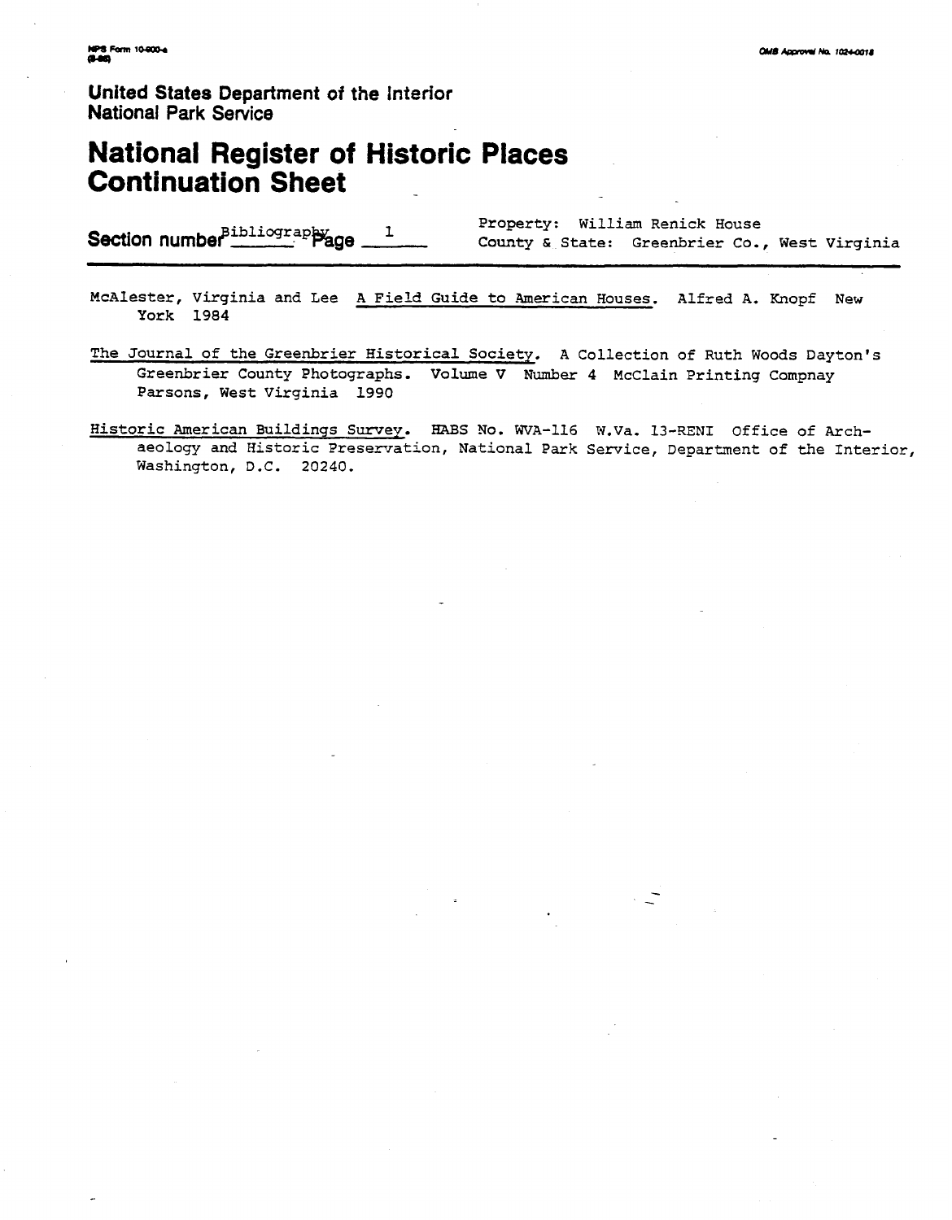United States Department of the Interior
National Park Service

# National Register of Historic Places Continuation Sheet

Section number Bibliography Page 1

Property: William Renick House
County & State: Greenbrier Co., West Virginia

McAlester, Virginia and Lee A Field Guide to American Houses. Alfred A. Knopf New York 1984

The Journal of the Greenbrier Historical Society. A Collection of Ruth Woods Dayton's Greenbrier County Photographs. Volume V Number 4 McClain Printing Compnay Parsons, West Virginia 1990

Historic American Buildings Survey. HABS No. WVA-116 W.Va. 13-RENI Office of Archaeology and Historic Preservation, National Park Service, Department of the Interior, Washington, D.C. 20240.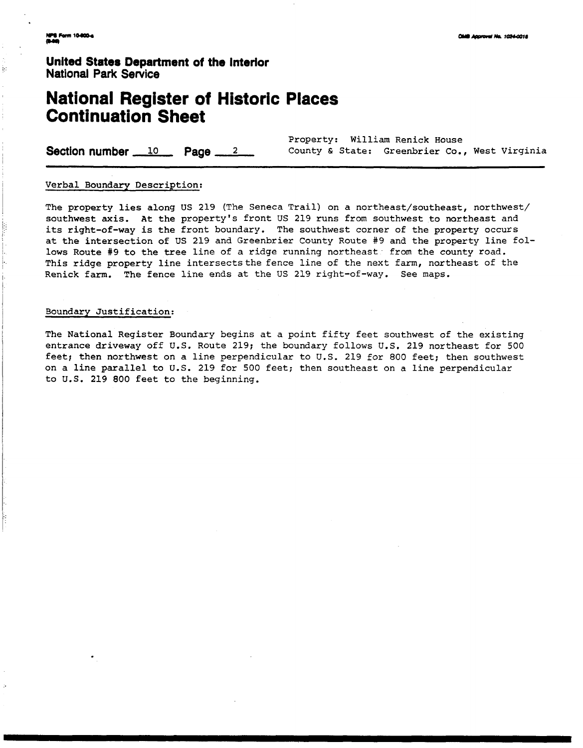United States Department of the Interior
National Park Service

# National Register of Historic Places Continuation Sheet

**Section number** 10 **Page** 2

Property: William Renick House
County & State: Greenbrier Co., West Virginia

Verbal Boundary Description:

The property lies along US 219 (The Seneca Trail) on a northeast/southeast, northwest/ southwest axis. At the property's front US 219 runs from southwest to northeast and its right-of-way is the front boundary. The southwest corner of the property occurs at the intersection of US 219 and Greenbrier County Route #9 and the property line follows Route #9 to the tree line of a ridge running northeast from the county road. This ridge property line intersects the fence line of the next farm, northeast of the Renick farm. The fence line ends at the US 219 right-of-way. See maps.

Boundary Justification:

The National Register Boundary begins at a point fifty feet southwest of the existing entrance driveway off U.S. Route 219; the boundary follows U.S. 219 northeast for 500 feet; then northwest on a line perpendicular to U.S. 219 for 800 feet; then southwest on a line parallel to U.S. 219 for 500 feet; then southeast on a line perpendicular to U.S. 219 800 feet to the beginning.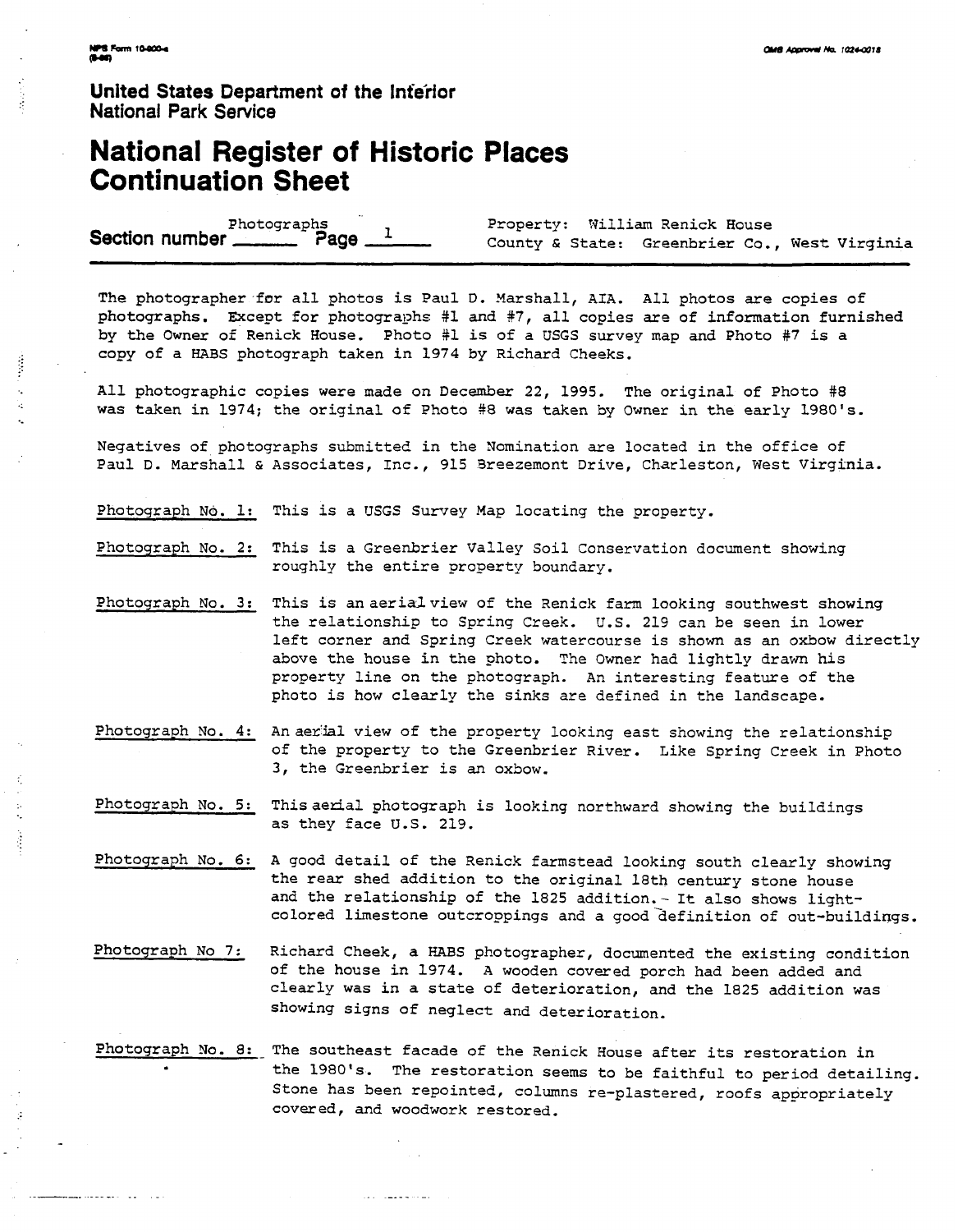United States Department of the Interior
National Park Service

# National Register of Historic Places Continuation Sheet

Section number Photographs Page 1

Property: William Renick House
County & State: Greenbrier Co., West Virginia

The photographer for all photos is Paul D. Marshall, AIA. All photos are copies of photographs. Except for photographs #1 and #7, all copies are of information furnished by the Owner of Renick House. Photo #1 is of a USGS survey map and Photo #7 is a copy of a HABS photograph taken in 1974 by Richard Cheeks.

All photographic copies were made on December 22, 1995. The original of Photo #8 was taken in 1974; the original of Photo #8 was taken by Owner in the early 1980's.

Negatives of photographs submitted in the Nomination are located in the office of Paul D. Marshall & Associates, Inc., 915 Breezemont Drive, Charleston, West Virginia.

Photograph No. 1: This is a USGS Survey Map locating the property.

Photograph No. 2: This is a Greenbrier Valley Soil Conservation document showing roughly the entire property boundary.

Photograph No. 3: This is an aerial view of the Renick farm looking southwest showing the relationship to Spring Creek. U.S. 219 can be seen in lower left corner and Spring Creek watercourse is shown as an oxbow directly above the house in the photo. The Owner had lightly drawn his property line on the photograph. An interesting feature of the photo is how clearly the sinks are defined in the landscape.

Photograph No. 4: An aerial view of the property looking east showing the relationship of the property to the Greenbrier River. Like Spring Creek in Photo 3, the Greenbrier is an oxbow.

Photograph No. 5: This aerial photograph is looking northward showing the buildings as they face U.S. 219.

Photograph No. 6: A good detail of the Renick farmstead looking south clearly showing the rear shed addition to the original 18th century stone house and the relationship of the 1825 addition. It also shows light-colored limestone outcroppings and a good definition of out-buildings.

Photograph No 7: Richard Cheek, a HABS photographer, documented the existing condition of the house in 1974. A wooden covered porch had been added and clearly was in a state of deterioration, and the 1825 addition was showing signs of neglect and deterioration.

Photograph No. 8: The southeast facade of the Renick House after its restoration in the 1980's. The restoration seems to be faithful to period detailing. Stone has been repointed, columns re-plastered, roofs appropriately covered, and woodwork restored.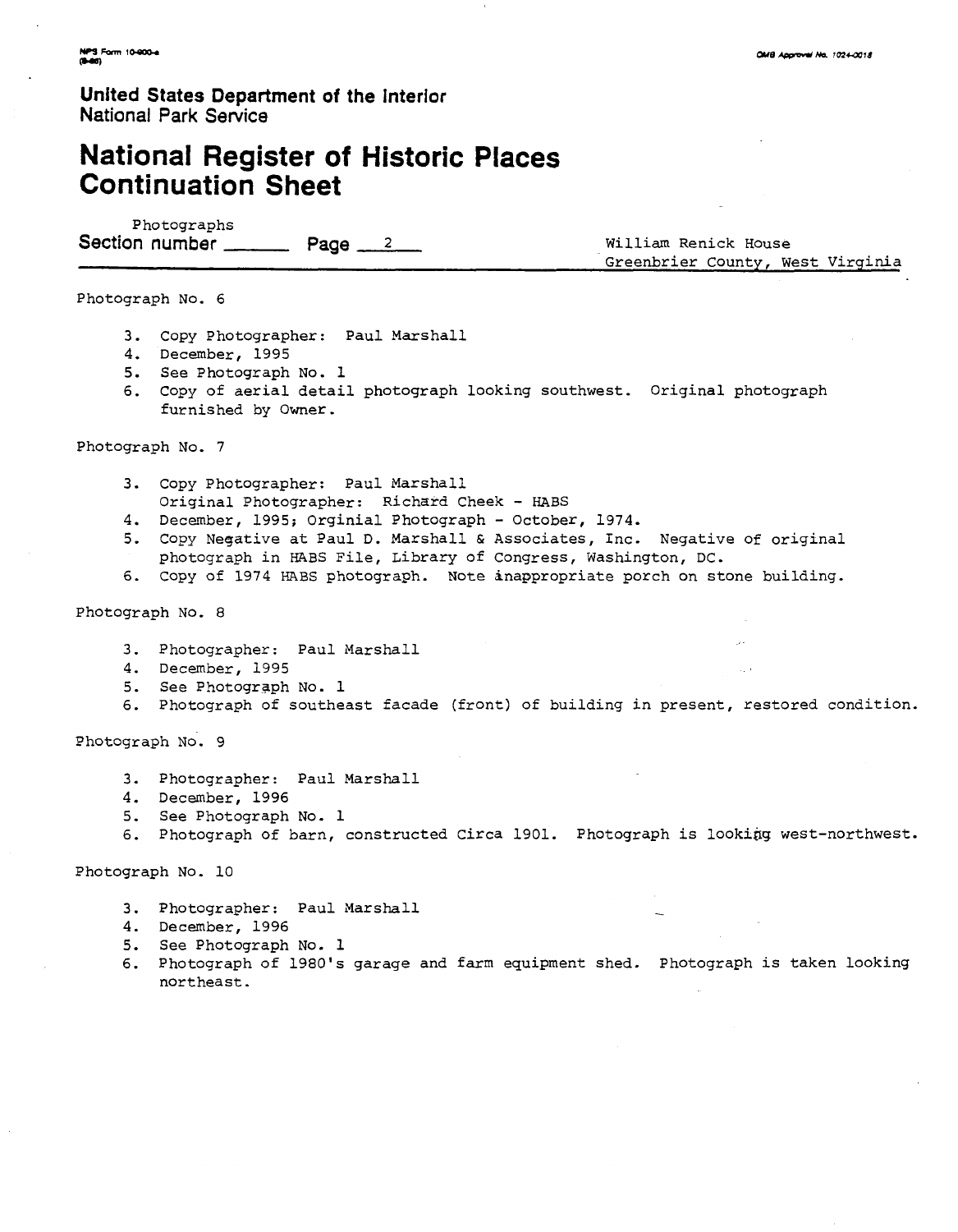**United States Department of the Interior**
National Park Service

# National Register of Historic Places Continuation Sheet

Section number Photographs Page 2

William Renick House
Greenbrier County, West Virginia

Photograph No. 6

3. Copy Photographer: Paul Marshall
4. December, 1995
5. See Photograph No. 1
6. Copy of aerial detail photograph looking southwest. Original photograph furnished by Owner.

Photograph No. 7

3. Copy Photographer: Paul Marshall
   Original Photographer: Richard Cheek - HABS
4. December, 1995; Orginial Photograph - October, 1974.
5. Copy Negative at Paul D. Marshall & Associates, Inc. Negative of original photograph in HABS File, Library of Congress, Washington, DC.
6. Copy of 1974 HABS photograph. Note inappropriate porch on stone building.

Photograph No. 8

3. Photographer: Paul Marshall
4. December, 1995
5. See Photograph No. 1
6. Photograph of southeast facade (front) of building in present, restored condition.

Photograph No. 9

3. Photographer: Paul Marshall
4. December, 1996
5. See Photograph No. 1
6. Photograph of barn, constructed Circa 1901. Photograph is looking west-northwest.

Photograph No. 10

3. Photographer: Paul Marshall
4. December, 1996
5. See Photograph No. 1
6. Photograph of 1980's garage and farm equipment shed. Photograph is taken looking northeast.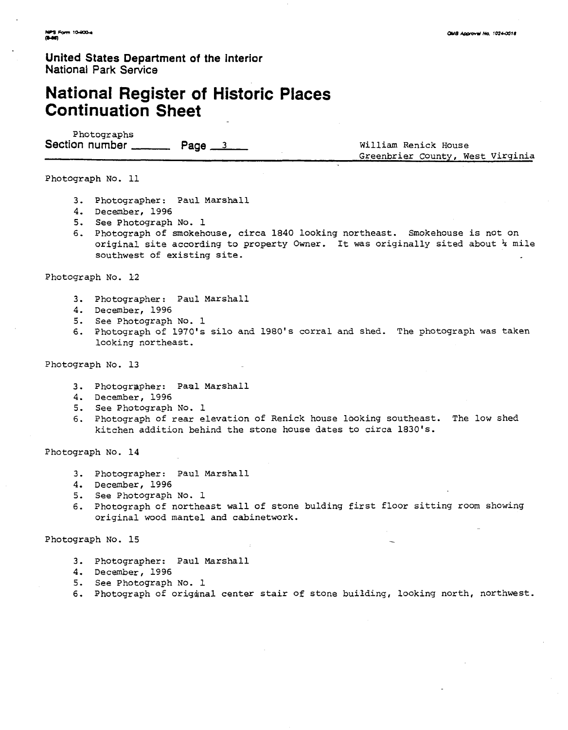United States Department of the Interior
National Park Service

# National Register of Historic Places Continuation Sheet

Section number Photographs Page 3

William Renick House
Greenbrier County, West Virginia

Photograph No. 11

3. Photographer: Paul Marshall
4. December, 1996
5. See Photograph No. 1
6. Photograph of smokehouse, circa 1840 looking northeast. Smokehouse is not on original site according to property Owner. It was originally sited about ¼ mile southwest of existing site.

Photograph No. 12

3. Photographer: Paul Marshall
4. December, 1996
5. See Photograph No. 1
6. Photograph of 1970's silo and 1980's corral and shed. The photograph was taken looking northeast.

Photograph No. 13

3. Photographer: Paul Marshall
4. December, 1996
5. See Photograph No. 1
6. Photograph of rear elevation of Renick house looking southeast. The low shed kitchen addition behind the stone house dates to circa 1830's.

Photograph No. 14

3. Photographer: Paul Marshall
4. December, 1996
5. See Photograph No. 1
6. Photograph of northeast wall of stone bulding first floor sitting room showing original wood mantel and cabinetwork.

Photograph No. 15

3. Photographer: Paul Marshall
4. December, 1996
5. See Photograph No. 1
6. Photograph of original center stair of stone building, looking north, northwest.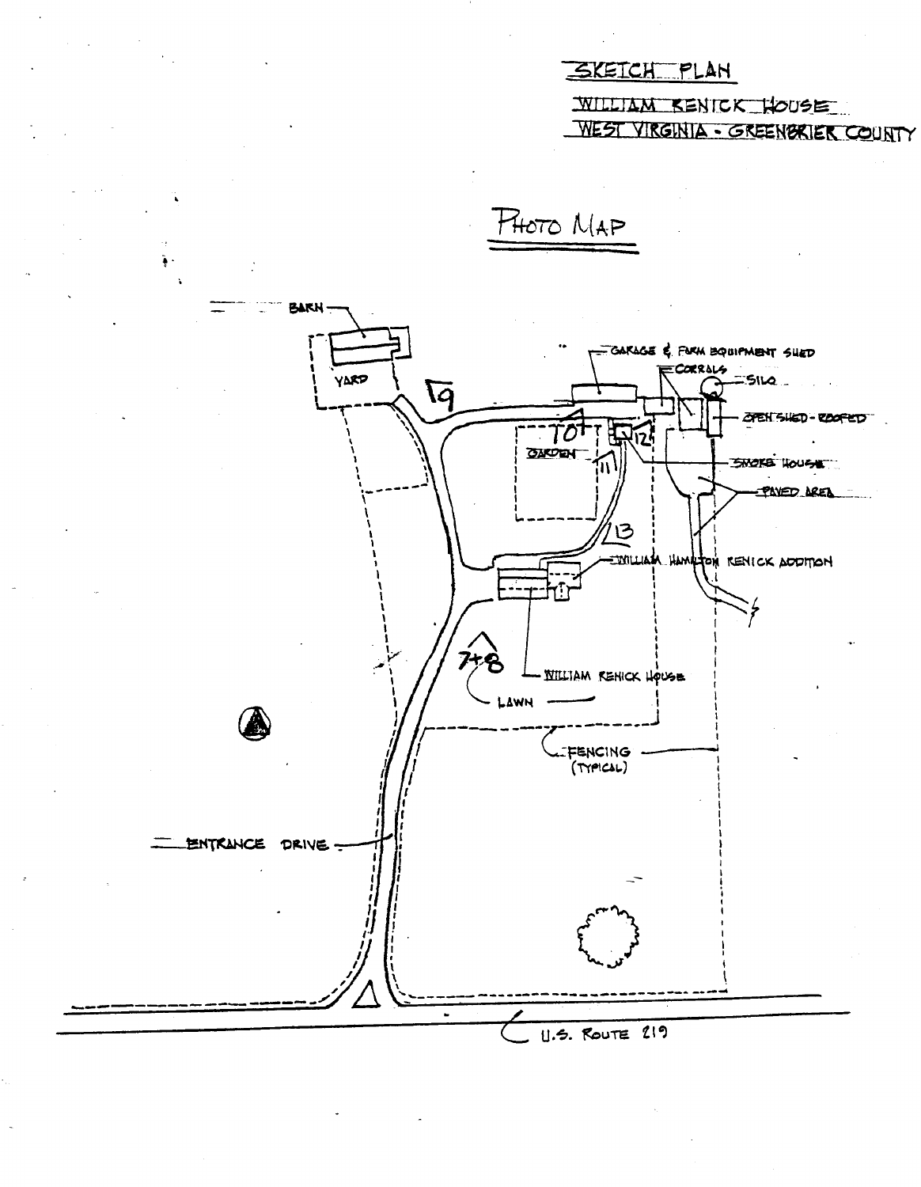SKETCH PLAN

WILLIAM RENICK HOUSE

WEST VIRGINIA - GREENBRIER COUNTY

PHOTO MAP

BARN

YARD

GARAGE & FARM EQUIPMENT SHED

CORRALS

SILO

OPEN SHED - ROOFED

SMOKE HOUSE

PAVED AREA

GARDEN

WILLIAM HAMILTON RENICK ADDITION

WILLIAM RENICK HOUSE

LAWN

FENCING (TYPICAL)

ENTRANCE DRIVE

U.S. ROUTE 219

9

10

11

12

13

7+8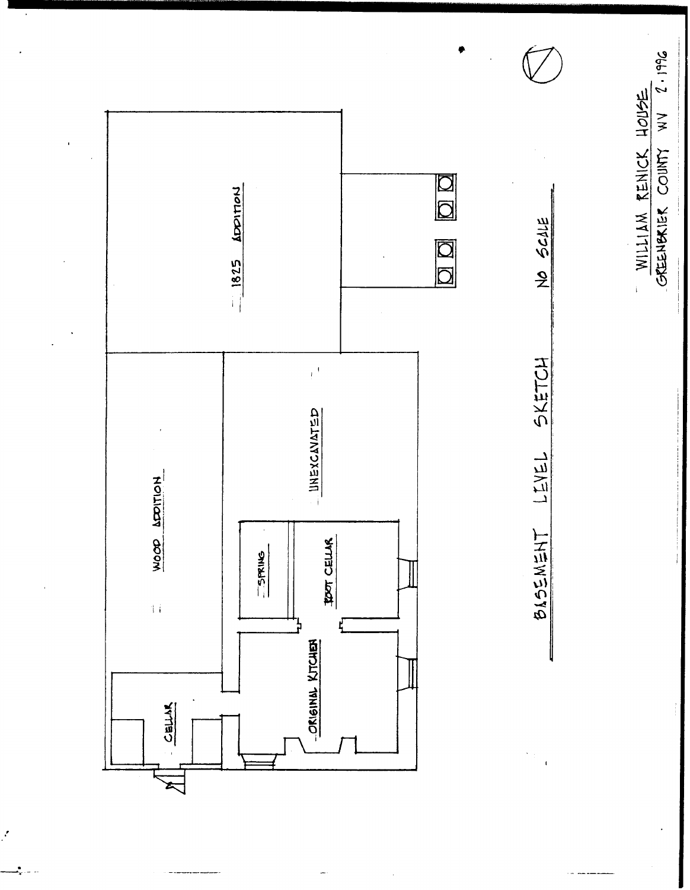1825 ADDITION

WOOD ADDITION

UNEXCAVATED

SPRING

ROOT CELLAR

ORIGINAL KITCHEN

CELLAR

BASEMENT LEVEL SKETCH

NO SCALE

WILLIAM RENICK HOUSE
GREENBRIER COUNTY WV 2.1996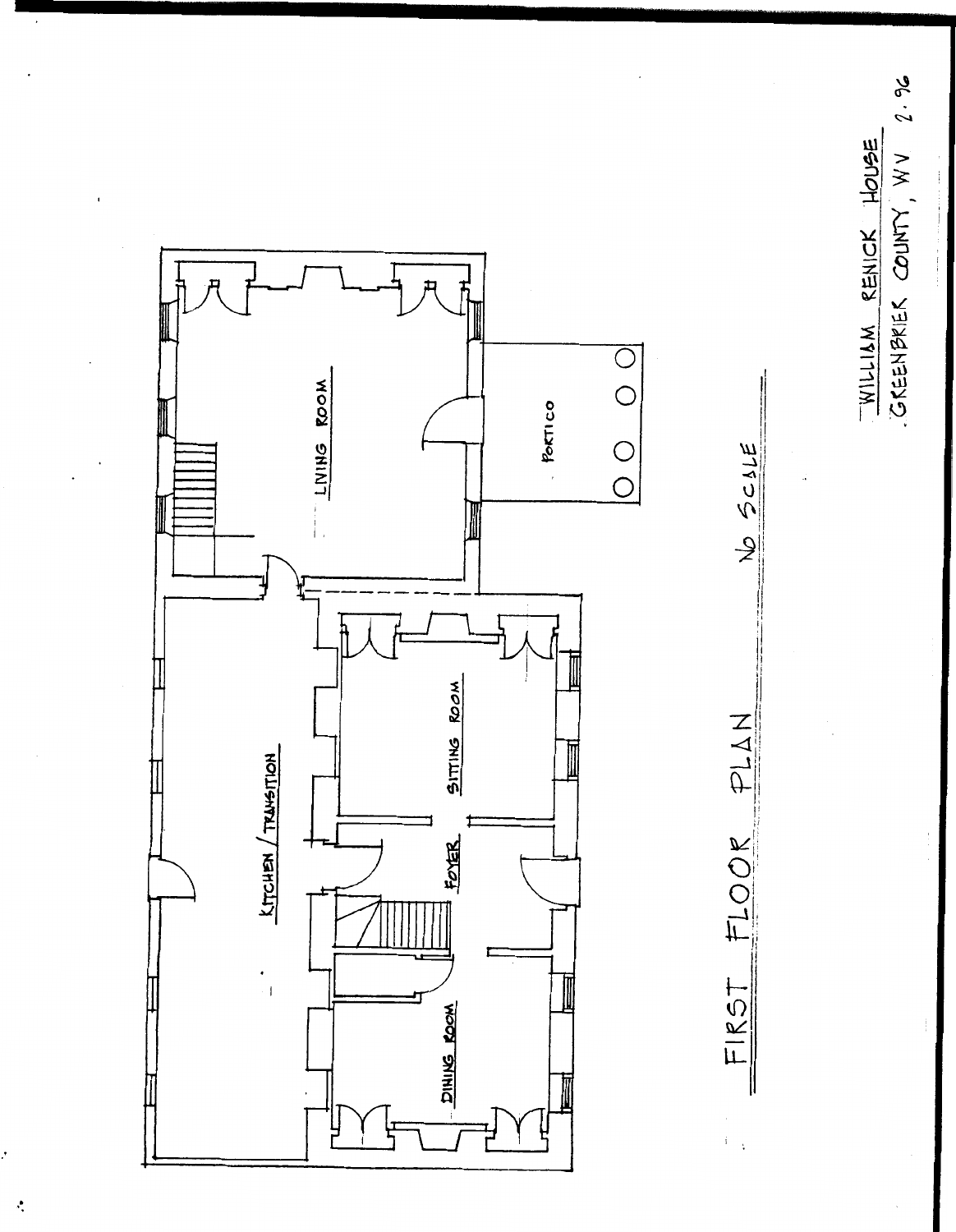FIRST FLOOR PLAN

NO SCALE

LIVING ROOM

PORTICO

KITCHEN / TRANSITION

SITTING ROOM

FOYER

DINING ROOM

WILLIAM RENICK HOUSE
GREENBRIER COUNTY, WV 2.96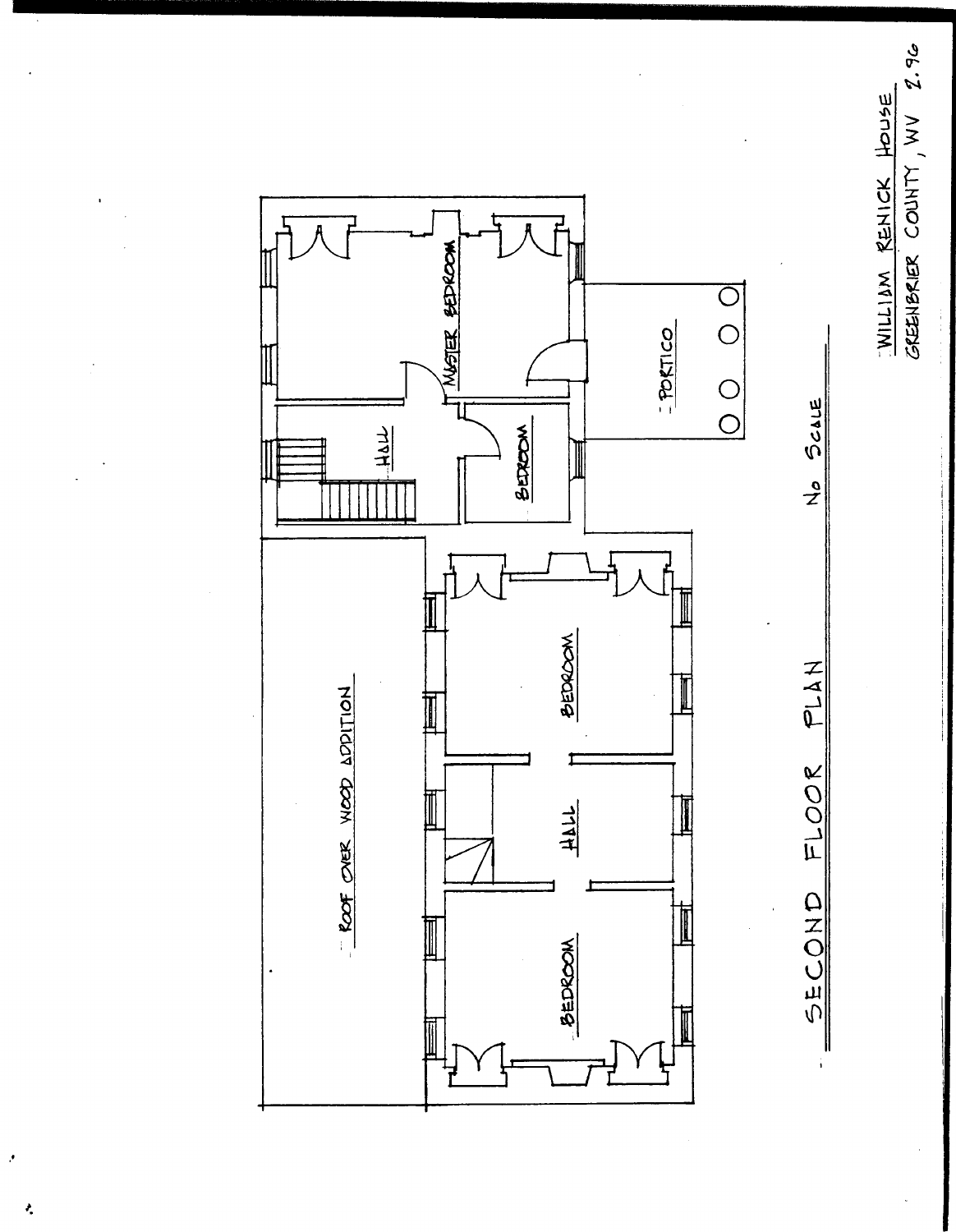# SECOND FLOOR PLAN

No Scale

MASTER BEDROOM

HALL

BEDROOM

PORTICO

ROOF OVER WOOD ADDITION

BEDROOM

HALL

BEDROOM

WILLIAM RENICK HOUSE
GREENBRIER COUNTY, WV 2.96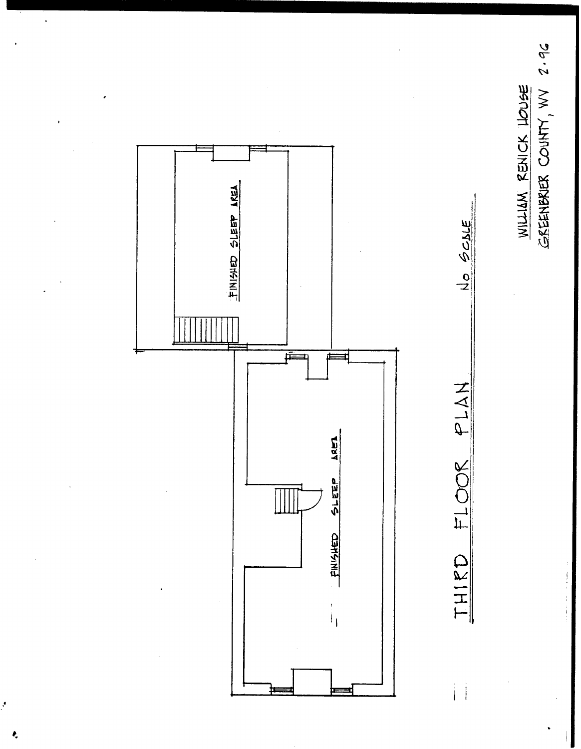FINISHED SLEEP AREA

FINISHED SLEEP AREA

THIRD FLOOR PLAN

No SCALE

WILLIAM RENICK HOUSE
GREENBRIER COUNTY, WV 2.96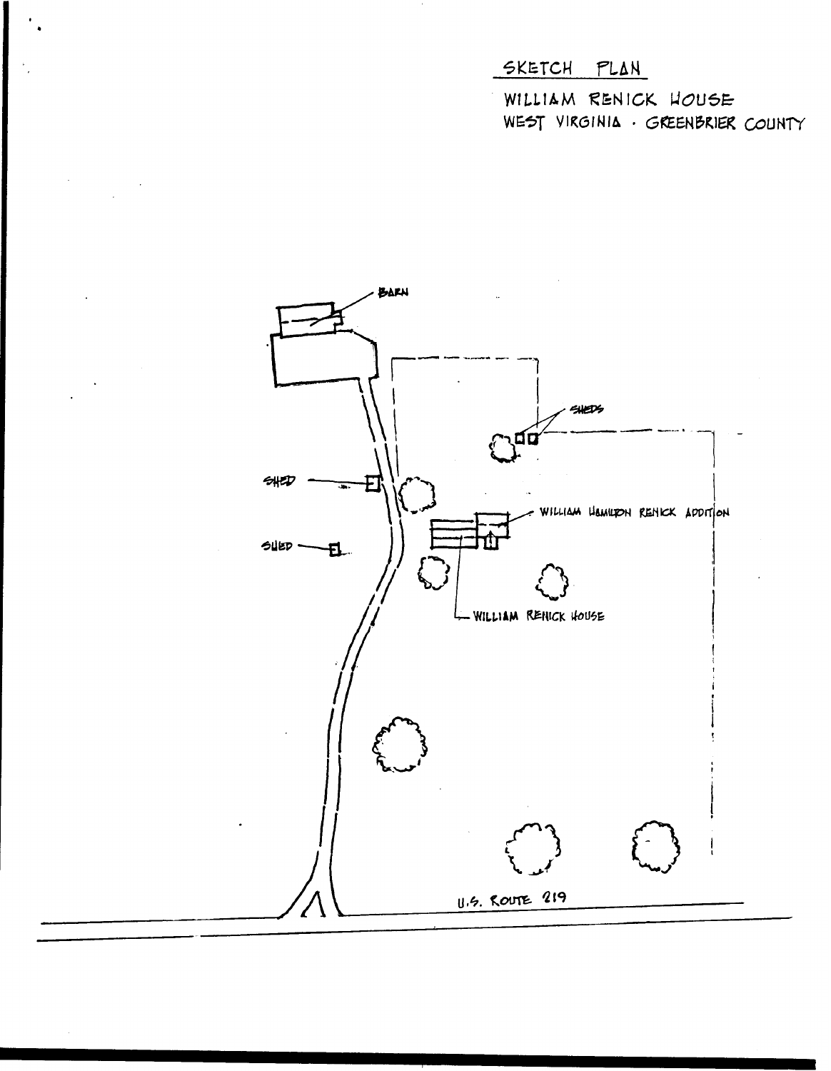SKETCH PLAN

WILLIAM RENICK HOUSE
WEST VIRGINIA · GREENBRIER COUNTY

BARN

SHEDS

SHED

SHED

WILLIAM HAMILTON RENICK ADDITION

WILLIAM RENICK HOUSE

U.S. ROUTE 219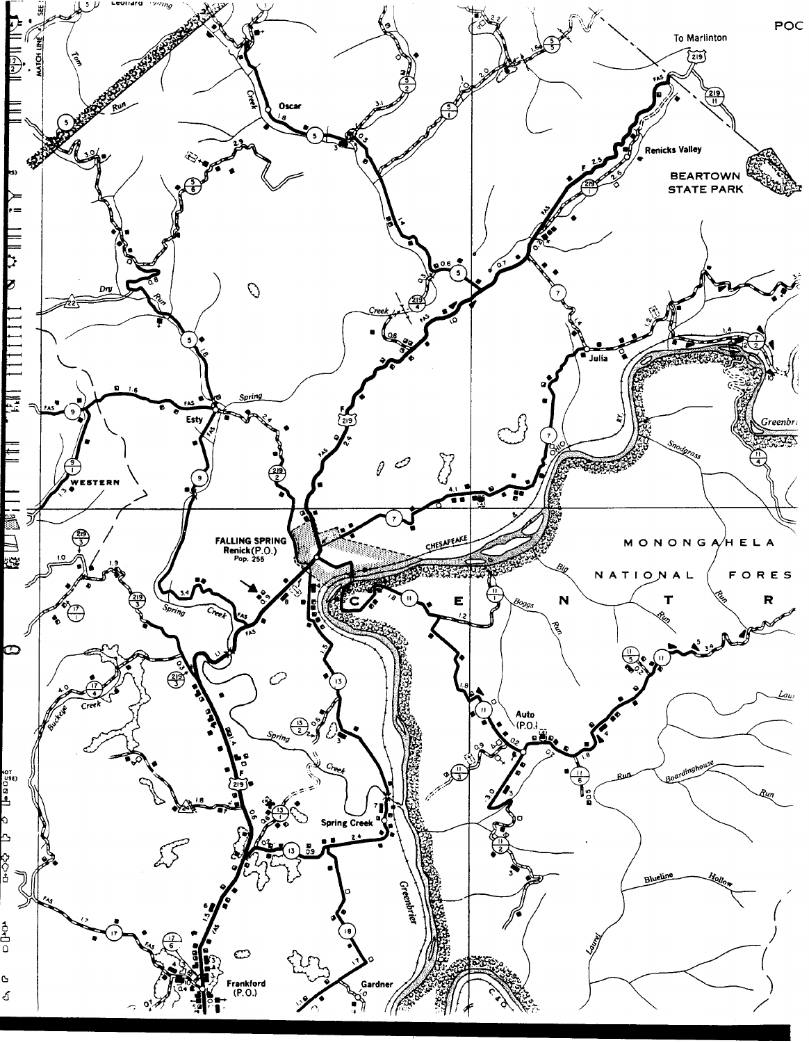POC

To Marlinton

Oscar

Renicks Valley

BEARTOWN STATE PARK

Julia

Esty

WESTERN

FALLING SPRING
Renick (P.O.)
Pop. 255

MONONGAHELA NATIONAL FOREST

CENTR

CHESAPEAKE

OHIO RY.

Auto (P.O.)

Spring Creek

Frankford (P.O.)

Gardner

Greenbrier

Snodgrass Run

Boggs Run

Boardinghouse Run

Blueline Hollow

Laurel

Spring Creek

Buckeye Creek

Dry Run

Tom Run

Leonard Spring

MATCH LINE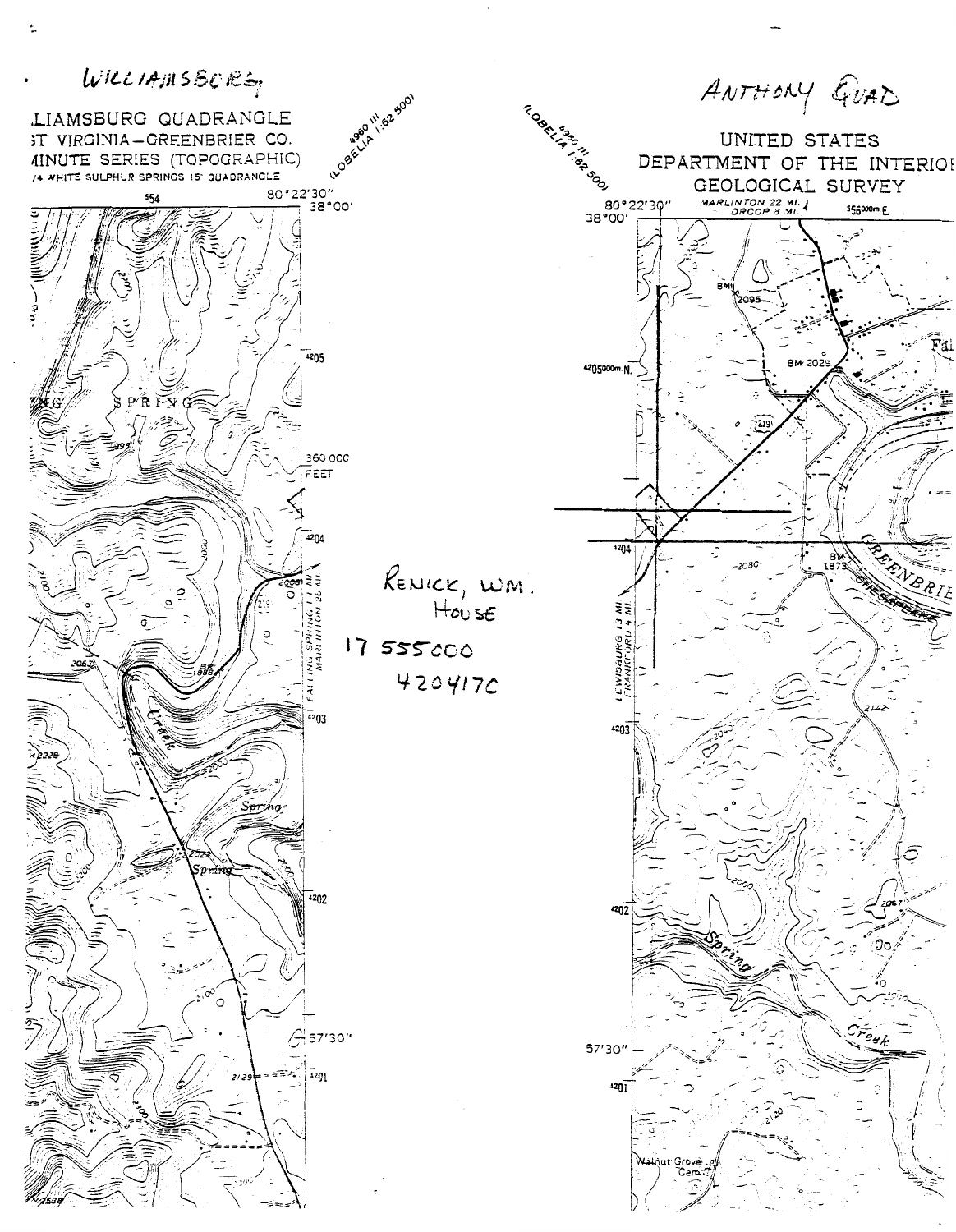Williamsburg

Anthony Quad

Renick, Wm. House

17 555000

4204170